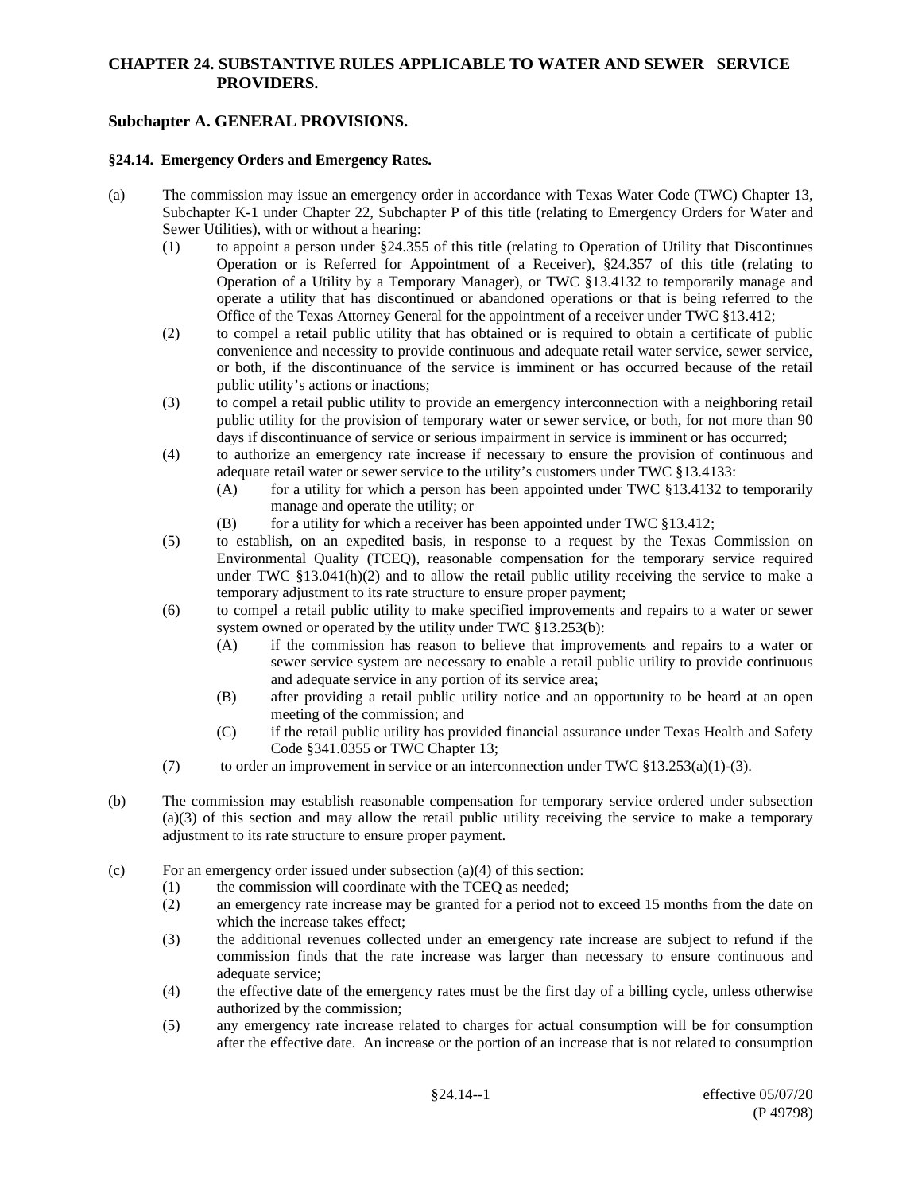# CHAPTER 24. SUBSTANTIVE RULES APPLICABLE TO WATER AND SEWER SERVICE PROVIDERS.

## Subchapter A. GENERAL PROVISIONS.

### §24.14. Emergency Orders and Emergency Rates.

(a) The commission may issue an emergency order in accordance with Texas Water Code (TWC) Chapter 13, Subchapter K-1 under Chapter 22, Subchapter P of this title (relating to Emergency Orders for Water and Sewer Utilities), with or without a hearing:

- (1) to appoint a person under §24.355 of this title (relating to Operation of Utility that Discontinues Operation or is Referred for Appointment of a Receiver), §24.357 of this title (relating to Operation of a Utility by a Temporary Manager), or TWC §13.4132 to temporarily manage and operate a utility that has discontinued or abandoned operations or that is being referred to the Office of the Texas Attorney General for the appointment of a receiver under TWC §13.412;
- (2) to compel a retail public utility that has obtained or is required to obtain a certificate of public convenience and necessity to provide continuous and adequate retail water service, sewer service, or both, if the discontinuance of the service is imminent or has occurred because of the retail public utility's actions or inactions;
- (3) to compel a retail public utility to provide an emergency interconnection with a neighboring retail public utility for the provision of temporary water or sewer service, or both, for not more than 90 days if discontinuance of service or serious impairment in service is imminent or has occurred;
- (4) to authorize an emergency rate increase if necessary to ensure the provision of continuous and adequate retail water or sewer service to the utility's customers under TWC §13.4133:
  - (A) for a utility for which a person has been appointed under TWC §13.4132 to temporarily manage and operate the utility; or
  - (B) for a utility for which a receiver has been appointed under TWC §13.412;
- (5) to establish, on an expedited basis, in response to a request by the Texas Commission on Environmental Quality (TCEQ), reasonable compensation for the temporary service required under TWC §13.041(h)(2) and to allow the retail public utility receiving the service to make a temporary adjustment to its rate structure to ensure proper payment;
- (6) to compel a retail public utility to make specified improvements and repairs to a water or sewer system owned or operated by the utility under TWC §13.253(b):
  - (A) if the commission has reason to believe that improvements and repairs to a water or sewer service system are necessary to enable a retail public utility to provide continuous and adequate service in any portion of its service area;
  - (B) after providing a retail public utility notice and an opportunity to be heard at an open meeting of the commission; and
  - (C) if the retail public utility has provided financial assurance under Texas Health and Safety Code §341.0355 or TWC Chapter 13;
- (7) to order an improvement in service or an interconnection under TWC §13.253(a)(1)-(3).

(b) The commission may establish reasonable compensation for temporary service ordered under subsection (a)(3) of this section and may allow the retail public utility receiving the service to make a temporary adjustment to its rate structure to ensure proper payment.

(c) For an emergency order issued under subsection (a)(4) of this section:

- (1) the commission will coordinate with the TCEQ as needed;
- (2) an emergency rate increase may be granted for a period not to exceed 15 months from the date on which the increase takes effect;
- (3) the additional revenues collected under an emergency rate increase are subject to refund if the commission finds that the rate increase was larger than necessary to ensure continuous and adequate service;
- (4) the effective date of the emergency rates must be the first day of a billing cycle, unless otherwise authorized by the commission;
- (5) any emergency rate increase related to charges for actual consumption will be for consumption after the effective date. An increase or the portion of an increase that is not related to consumption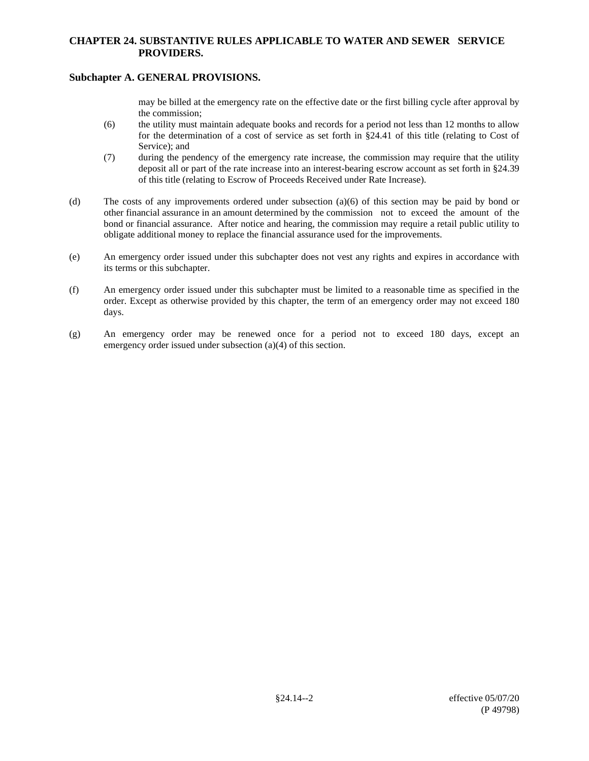may be billed at the emergency rate on the effective date or the first billing cycle after approval by the commission;

(6) the utility must maintain adequate books and records for a period not less than 12 months to allow for the determination of a cost of service as set forth in §24.41 of this title (relating to Cost of Service); and

(7) during the pendency of the emergency rate increase, the commission may require that the utility deposit all or part of the rate increase into an interest-bearing escrow account as set forth in §24.39 of this title (relating to Escrow of Proceeds Received under Rate Increase).

(d) The costs of any improvements ordered under subsection (a)(6) of this section may be paid by bond or other financial assurance in an amount determined by the commission not to exceed the amount of the bond or financial assurance. After notice and hearing, the commission may require a retail public utility to obligate additional money to replace the financial assurance used for the improvements.

(e) An emergency order issued under this subchapter does not vest any rights and expires in accordance with its terms or this subchapter.

(f) An emergency order issued under this subchapter must be limited to a reasonable time as specified in the order. Except as otherwise provided by this chapter, the term of an emergency order may not exceed 180 days.

(g) An emergency order may be renewed once for a period not to exceed 180 days, except an emergency order issued under subsection (a)(4) of this section.